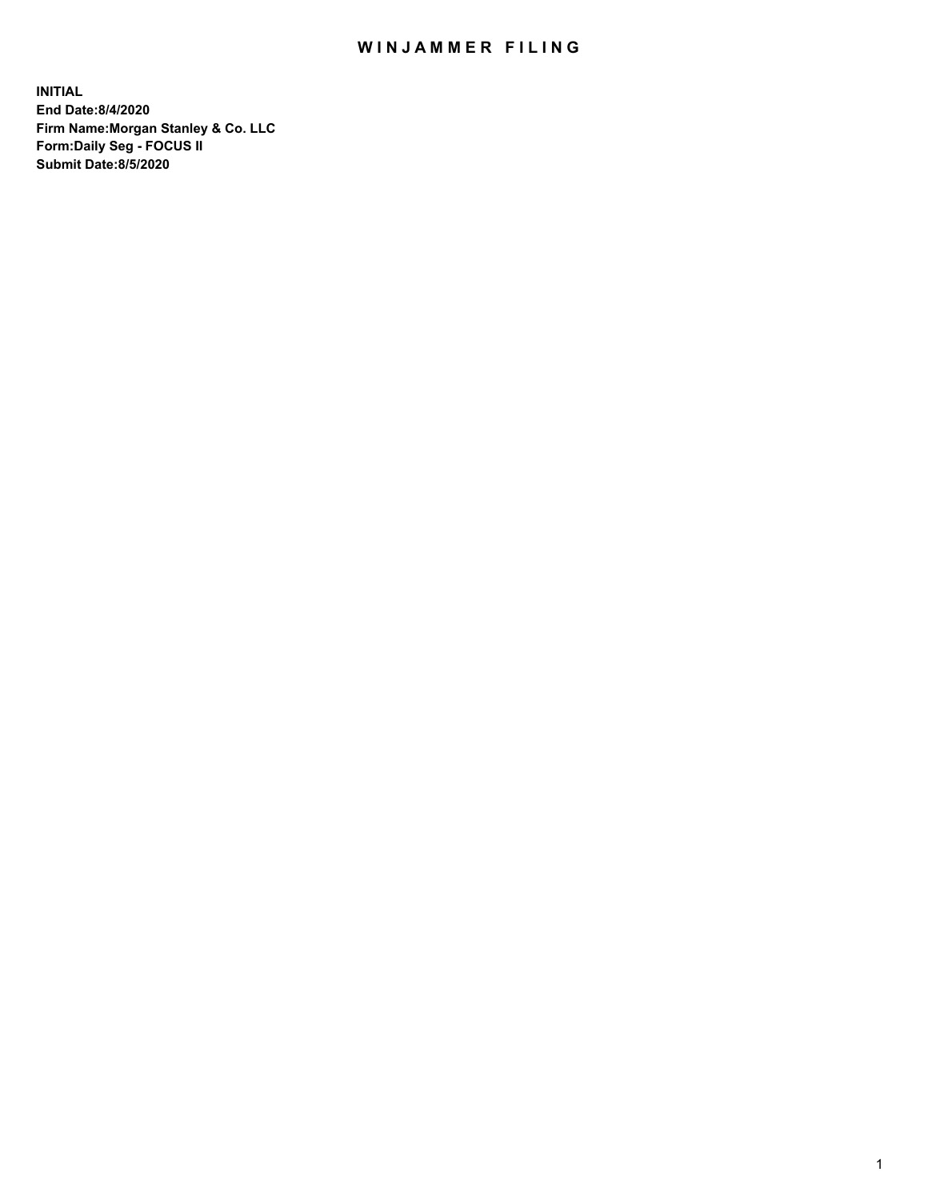# WINJAMMER FILING

**INITIAL**
**End Date:8/4/2020**
**Firm Name:Morgan Stanley & Co. LLC**
**Form:Daily Seg - FOCUS II**
**Submit Date:8/5/2020**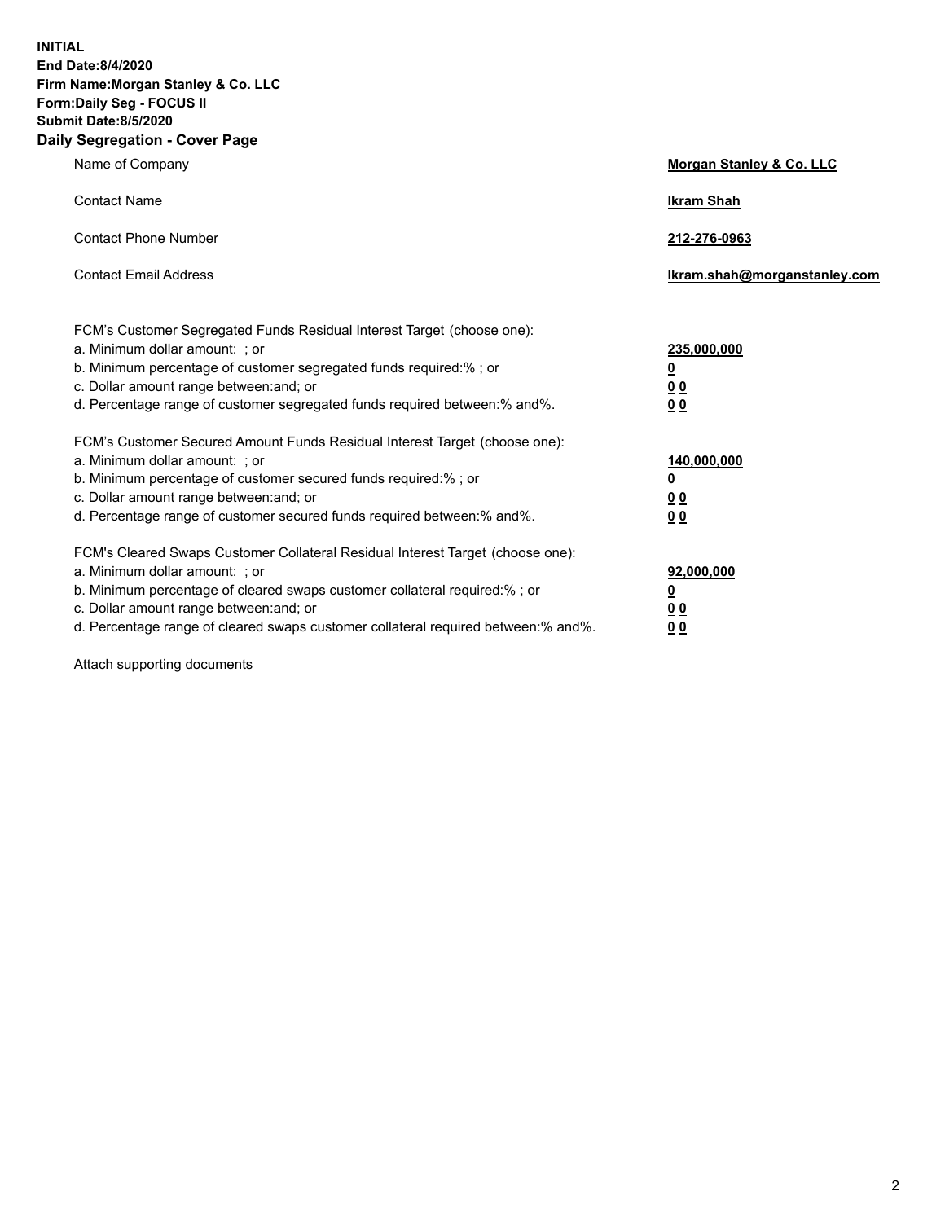**INITIAL**
**End Date:8/4/2020**
**Firm Name:Morgan Stanley & Co. LLC**
**Form:Daily Seg - FOCUS II**
**Submit Date:8/5/2020**

## Daily Segregation - Cover Page

| | |
|---|---|
| Name of Company | **Morgan Stanley & Co. LLC** |
| Contact Name | **Ikram Shah** |
| Contact Phone Number | **212-276-0963** |
| Contact Email Address | **Ikram.shah@morganstanley.com** |

| | |
|---|---|
| FCM's Customer Segregated Funds Residual Interest Target (choose one): | |
| a. Minimum dollar amount: ; or | **235,000,000** |
| b. Minimum percentage of customer segregated funds required:% ; or | **0** |
| c. Dollar amount range between:and; or | **0 0** |
| d. Percentage range of customer segregated funds required between:% and%. | **0 0** |
| FCM's Customer Secured Amount Funds Residual Interest Target (choose one): | |
| a. Minimum dollar amount: ; or | **140,000,000** |
| b. Minimum percentage of customer secured funds required:% ; or | **0** |
| c. Dollar amount range between:and; or | **0 0** |
| d. Percentage range of customer secured funds required between:% and%. | **0 0** |
| FCM's Cleared Swaps Customer Collateral Residual Interest Target (choose one): | |
| a. Minimum dollar amount: ; or | **92,000,000** |
| b. Minimum percentage of cleared swaps customer collateral required:% ; or | **0** |
| c. Dollar amount range between:and; or | **0 0** |
| d. Percentage range of cleared swaps customer collateral required between:% and%. | **0 0** |

Attach supporting documents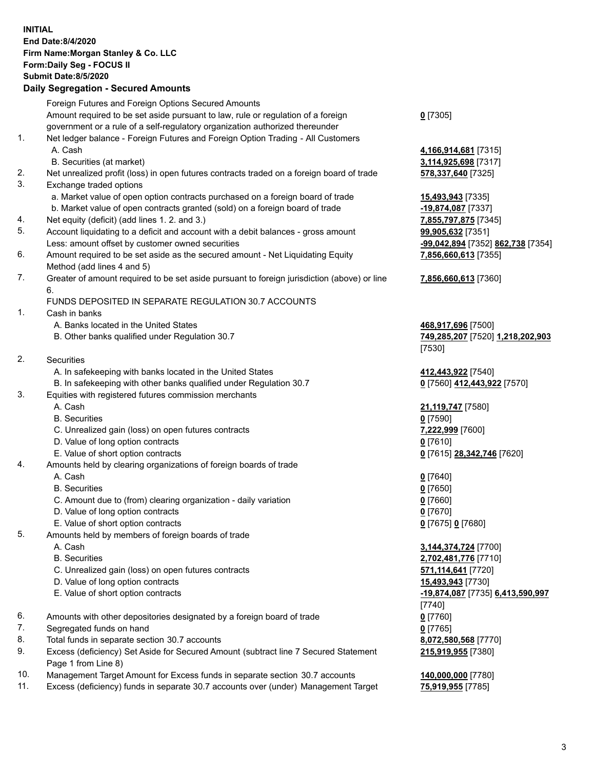**INITIAL**
**End Date:8/4/2020**
**Firm Name:Morgan Stanley & Co. LLC**
**Form:Daily Seg - FOCUS II**
**Submit Date:8/5/2020**

**Daily Segregation - Secured Amounts**

| | | |
|---|---|---|
| | Foreign Futures and Foreign Options Secured Amounts | |
| | Amount required to be set aside pursuant to law, rule or regulation of a foreign government or a rule of a self-regulatory organization authorized thereunder | **0** [7305] |
| 1. | Net ledger balance - Foreign Futures and Foreign Option Trading - All Customers | |
| | A. Cash | **4,166,914,681** [7315] |
| | B. Securities (at market) | **3,114,925,698** [7317] |
| 2. | Net unrealized profit (loss) in open futures contracts traded on a foreign board of trade | **578,337,640** [7325] |
| 3. | Exchange traded options | |
| | a. Market value of open option contracts purchased on a foreign board of trade | **15,493,943** [7335] |
| | b. Market value of open contracts granted (sold) on a foreign board of trade | **-19,874,087** [7337] |
| 4. | Net equity (deficit) (add lines 1. 2. and 3.) | **7,855,797,875** [7345] |
| 5. | Account liquidating to a deficit and account with a debit balances - gross amount | **99,905,632** [7351] |
| | Less: amount offset by customer owned securities | **-99,042,894** [7352] **862,738** [7354] |
| 6. | Amount required to be set aside as the secured amount - Net Liquidating Equity Method (add lines 4 and 5) | **7,856,660,613** [7355] |
| 7. | Greater of amount required to be set aside pursuant to foreign jurisdiction (above) or line 6. | **7,856,660,613** [7360] |
| | FUNDS DEPOSITED IN SEPARATE REGULATION 30.7 ACCOUNTS | |
| 1. | Cash in banks | |
| | A. Banks located in the United States | **468,917,696** [7500] |
| | B. Other banks qualified under Regulation 30.7 | **749,285,207** [7520] **1,218,202,903** [7530] |
| 2. | Securities | |
| | A. In safekeeping with banks located in the United States | **412,443,922** [7540] |
| | B. In safekeeping with other banks qualified under Regulation 30.7 | **0** [7560] **412,443,922** [7570] |
| 3. | Equities with registered futures commission merchants | |
| | A. Cash | **21,119,747** [7580] |
| | B. Securities | **0** [7590] |
| | C. Unrealized gain (loss) on open futures contracts | **7,222,999** [7600] |
| | D. Value of long option contracts | **0** [7610] |
| | E. Value of short option contracts | **0** [7615] **28,342,746** [7620] |
| 4. | Amounts held by clearing organizations of foreign boards of trade | |
| | A. Cash | **0** [7640] |
| | B. Securities | **0** [7650] |
| | C. Amount due to (from) clearing organization - daily variation | **0** [7660] |
| | D. Value of long option contracts | **0** [7670] |
| | E. Value of short option contracts | **0** [7675] **0** [7680] |
| 5. | Amounts held by members of foreign boards of trade | |
| | A. Cash | **3,144,374,724** [7700] |
| | B. Securities | **2,702,481,776** [7710] |
| | C. Unrealized gain (loss) on open futures contracts | **571,114,641** [7720] |
| | D. Value of long option contracts | **15,493,943** [7730] |
| | E. Value of short option contracts | **-19,874,087** [7735] **6,413,590,997** [7740] |
| 6. | Amounts with other depositories designated by a foreign board of trade | **0** [7760] |
| 7. | Segregated funds on hand | **0** [7765] |
| 8. | Total funds in separate section 30.7 accounts | **8,072,580,568** [7770] |
| 9. | Excess (deficiency) Set Aside for Secured Amount (subtract line 7 Secured Statement Page 1 from Line 8) | **215,919,955** [7380] |
| 10. | Management Target Amount for Excess funds in separate section 30.7 accounts | **140,000,000** [7780] |
| 11. | Excess (deficiency) funds in separate 30.7 accounts over (under) Management Target | **75,919,955** [7785] |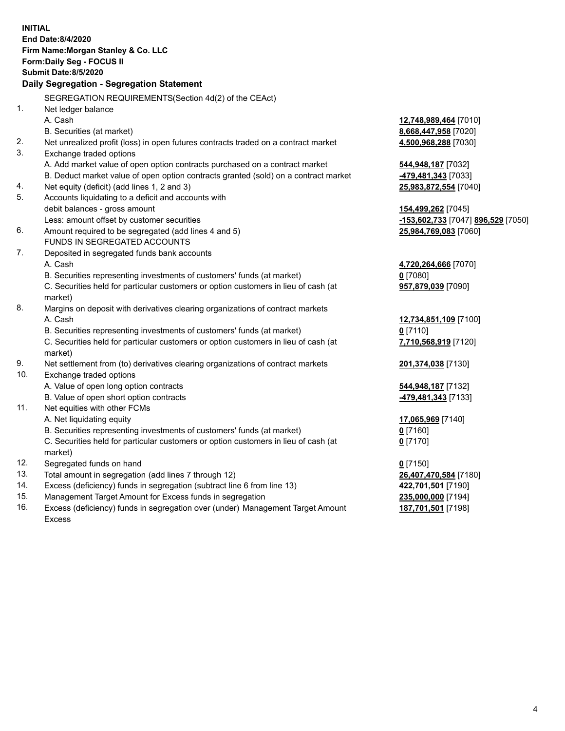**INITIAL**
**End Date:8/4/2020**
**Firm Name:Morgan Stanley & Co. LLC**
**Form:Daily Seg - FOCUS II**
**Submit Date:8/5/2020**

## Daily Segregation - Segregation Statement

SEGREGATION REQUIREMENTS(Section 4d(2) of the CEAct)

| | | |
|---|---|---|
| 1. | Net ledger balance | |
| | A. Cash | **12,748,989,464** [7010] |
| | B. Securities (at market) | **8,668,447,958** [7020] |
| 2. | Net unrealized profit (loss) in open futures contracts traded on a contract market | **4,500,968,288** [7030] |
| 3. | Exchange traded options | |
| | A. Add market value of open option contracts purchased on a contract market | **544,948,187** [7032] |
| | B. Deduct market value of open option contracts granted (sold) on a contract market | **-479,481,343** [7033] |
| 4. | Net equity (deficit) (add lines 1, 2 and 3) | **25,983,872,554** [7040] |
| 5. | Accounts liquidating to a deficit and accounts with | |
| | debit balances - gross amount | **154,499,262** [7045] |
| | Less: amount offset by customer securities | **-153,602,733** [7047] **896,529** [7050] |
| 6. | Amount required to be segregated (add lines 4 and 5) | **25,984,769,083** [7060] |
| | FUNDS IN SEGREGATED ACCOUNTS | |
| 7. | Deposited in segregated funds bank accounts | |
| | A. Cash | **4,720,264,666** [7070] |
| | B. Securities representing investments of customers' funds (at market) | **0** [7080] |
| | C. Securities held for particular customers or option customers in lieu of cash (at market) | **957,879,039** [7090] |
| 8. | Margins on deposit with derivatives clearing organizations of contract markets | |
| | A. Cash | **12,734,851,109** [7100] |
| | B. Securities representing investments of customers' funds (at market) | **0** [7110] |
| | C. Securities held for particular customers or option customers in lieu of cash (at market) | **7,710,568,919** [7120] |
| 9. | Net settlement from (to) derivatives clearing organizations of contract markets | **201,374,038** [7130] |
| 10. | Exchange traded options | |
| | A. Value of open long option contracts | **544,948,187** [7132] |
| | B. Value of open short option contracts | **-479,481,343** [7133] |
| 11. | Net equities with other FCMs | |
| | A. Net liquidating equity | **17,065,969** [7140] |
| | B. Securities representing investments of customers' funds (at market) | **0** [7160] |
| | C. Securities held for particular customers or option customers in lieu of cash (at market) | **0** [7170] |
| 12. | Segregated funds on hand | **0** [7150] |
| 13. | Total amount in segregation (add lines 7 through 12) | **26,407,470,584** [7180] |
| 14. | Excess (deficiency) funds in segregation (subtract line 6 from line 13) | **422,701,501** [7190] |
| 15. | Management Target Amount for Excess funds in segregation | **235,000,000** [7194] |
| 16. | Excess (deficiency) funds in segregation over (under) Management Target Amount Excess | **187,701,501** [7198] |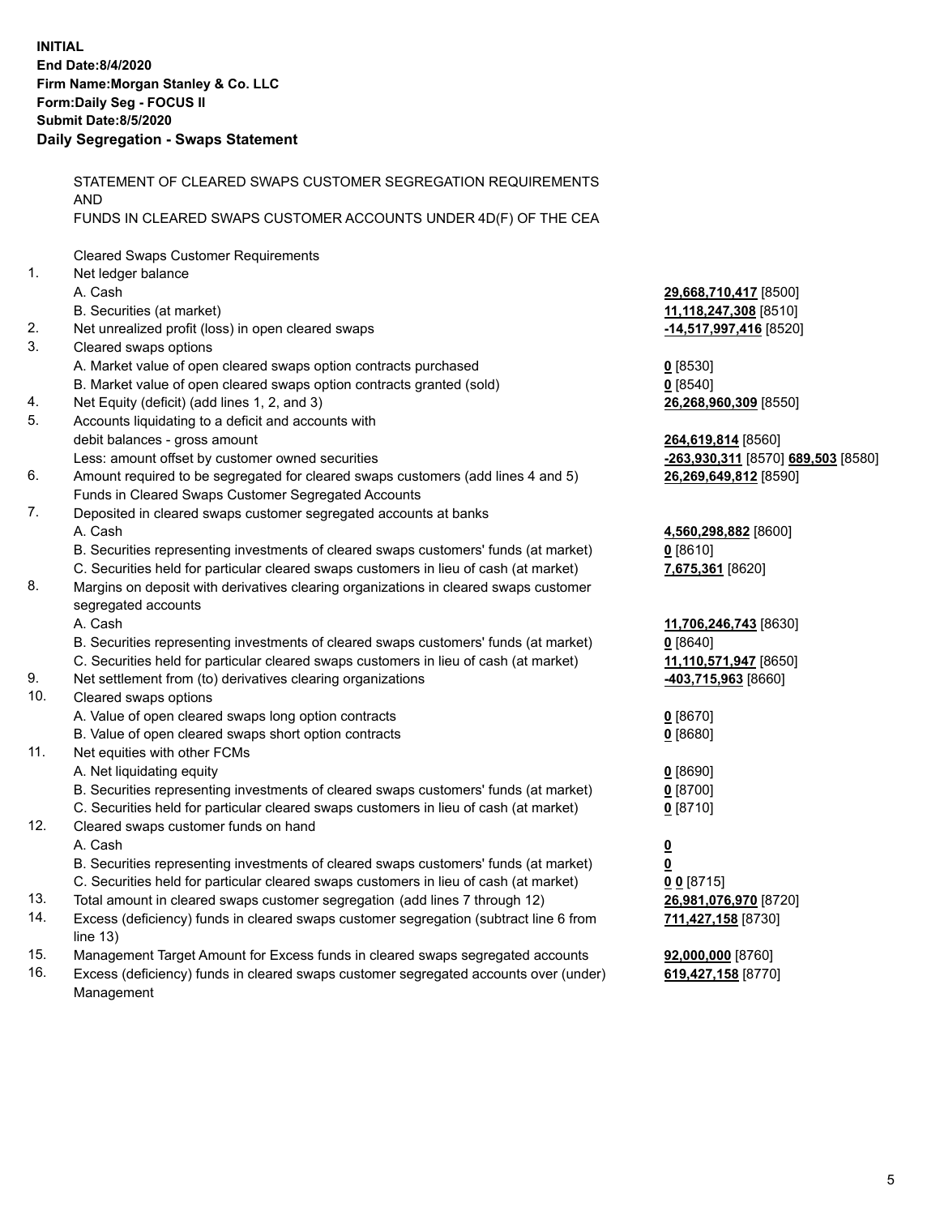**INITIAL**
**End Date:8/4/2020**
**Firm Name:Morgan Stanley & Co. LLC**
**Form:Daily Seg - FOCUS II**
**Submit Date:8/5/2020**
**Daily Segregation - Swaps Statement**

STATEMENT OF CLEARED SWAPS CUSTOMER SEGREGATION REQUIREMENTS AND
FUNDS IN CLEARED SWAPS CUSTOMER ACCOUNTS UNDER 4D(F) OF THE CEA

| | | |
|---|---|---|
| | Cleared Swaps Customer Requirements | |
| 1. | Net ledger balance | |
| | A. Cash | **29,668,710,417** [8500] |
| | B. Securities (at market) | **11,118,247,308** [8510] |
| 2. | Net unrealized profit (loss) in open cleared swaps | **-14,517,997,416** [8520] |
| 3. | Cleared swaps options | |
| | A. Market value of open cleared swaps option contracts purchased | **0** [8530] |
| | B. Market value of open cleared swaps option contracts granted (sold) | **0** [8540] |
| 4. | Net Equity (deficit) (add lines 1, 2, and 3) | **26,268,960,309** [8550] |
| 5. | Accounts liquidating to a deficit and accounts with debit balances - gross amount | **264,619,814** [8560] |
| | Less: amount offset by customer owned securities | **-263,930,311** [8570] **689,503** [8580] |
| 6. | Amount required to be segregated for cleared swaps customers (add lines 4 and 5) | **26,269,649,812** [8590] |
| | Funds in Cleared Swaps Customer Segregated Accounts | |
| 7. | Deposited in cleared swaps customer segregated accounts at banks | |
| | A. Cash | **4,560,298,882** [8600] |
| | B. Securities representing investments of cleared swaps customers' funds (at market) | **0** [8610] |
| | C. Securities held for particular cleared swaps customers in lieu of cash (at market) | **7,675,361** [8620] |
| 8. | Margins on deposit with derivatives clearing organizations in cleared swaps customer segregated accounts | |
| | A. Cash | **11,706,246,743** [8630] |
| | B. Securities representing investments of cleared swaps customers' funds (at market) | **0** [8640] |
| | C. Securities held for particular cleared swaps customers in lieu of cash (at market) | **11,110,571,947** [8650] |
| 9. | Net settlement from (to) derivatives clearing organizations | **-403,715,963** [8660] |
| 10. | Cleared swaps options | |
| | A. Value of open cleared swaps long option contracts | **0** [8670] |
| | B. Value of open cleared swaps short option contracts | **0** [8680] |
| 11. | Net equities with other FCMs | |
| | A. Net liquidating equity | **0** [8690] |
| | B. Securities representing investments of cleared swaps customers' funds (at market) | **0** [8700] |
| | C. Securities held for particular cleared swaps customers in lieu of cash (at market) | **0** [8710] |
| 12. | Cleared swaps customer funds on hand | |
| | A. Cash | **0** |
| | B. Securities representing investments of cleared swaps customers' funds (at market) | **0** |
| | C. Securities held for particular cleared swaps customers in lieu of cash (at market) | **0** **0** [8715] |
| 13. | Total amount in cleared swaps customer segregation (add lines 7 through 12) | **26,981,076,970** [8720] |
| 14. | Excess (deficiency) funds in cleared swaps customer segregation (subtract line 6 from line 13) | **711,427,158** [8730] |
| 15. | Management Target Amount for Excess funds in cleared swaps segregated accounts | **92,000,000** [8760] |
| 16. | Excess (deficiency) funds in cleared swaps customer segregated accounts over (under) Management | **619,427,158** [8770] |